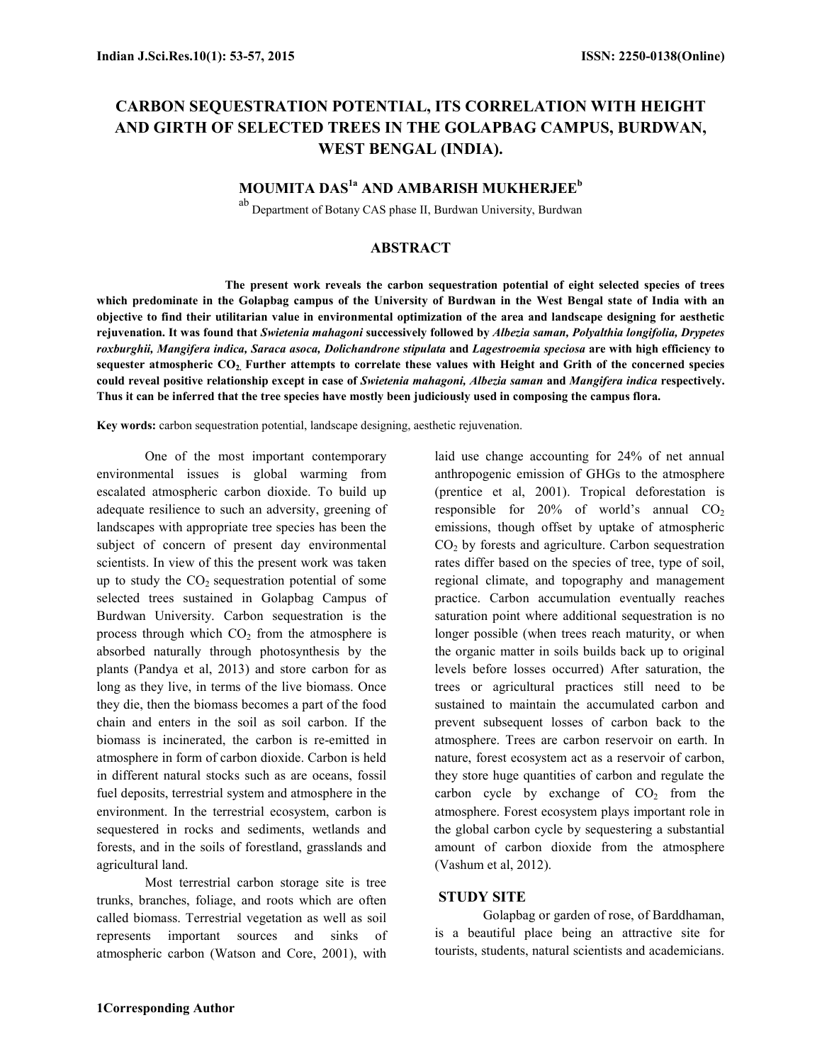# CARBON SEQUESTRATION POTENTIAL, ITS CORRELATION WITH HEIGHT AND GIRTH OF SELECTED TREES IN THE GOLAPBAG CAMPUS, BURDWAN, WEST BENGAL (INDIA).

**MOUMITA DAS[1a] AND AMBARISH MUKHERJEE[b]**

[ab] Department of Botany CAS phase II, Burdwan University, Burdwan

## ABSTRACT

**The present work reveals the carbon sequestration potential of eight selected species of trees which predominate in the Golapbag campus of the University of Burdwan in the West Bengal state of India with an objective to find their utilitarian value in environmental optimization of the area and landscape designing for aesthetic rejuvenation. It was found that *Swietenia mahagoni* successively followed by *Albezia saman, Polyalthia longifolia, Drypetes roxburghii, Mangifera indica, Saraca asoca, Dolichandrone stipulata* and *Lagestroemia speciosa* are with high efficiency to sequester atmospheric $CO_2$. Further attempts to correlate these values with Height and Grith of the concerned species could reveal positive relationship except in case of *Swietenia mahagoni, Albezia saman* and *Mangifera indica* respectively. Thus it can be inferred that the tree species have mostly been judiciously used in composing the campus flora.**

**Key words:** carbon sequestration potential, landscape designing, aesthetic rejuvenation.

One of the most important contemporary environmental issues is global warming from escalated atmospheric carbon dioxide. To build up adequate resilience to such an adversity, greening of landscapes with appropriate tree species has been the subject of concern of present day environmental scientists. In view of this the present work was taken up to study the $CO_2$ sequestration potential of some selected trees sustained in Golapbag Campus of Burdwan University. Carbon sequestration is the process through which $CO_2$ from the atmosphere is absorbed naturally through photosynthesis by the plants (Pandya et al, 2013) and store carbon for as long as they live, in terms of the live biomass. Once they die, then the biomass becomes a part of the food chain and enters in the soil as soil carbon. If the biomass is incinerated, the carbon is re-emitted in atmosphere in form of carbon dioxide. Carbon is held in different natural stocks such as are oceans, fossil fuel deposits, terrestrial system and atmosphere in the environment. In the terrestrial ecosystem, carbon is sequestered in rocks and sediments, wetlands and forests, and in the soils of forestland, grasslands and agricultural land.

Most terrestrial carbon storage site is tree trunks, branches, foliage, and roots which are often called biomass. Terrestrial vegetation as well as soil represents important sources and sinks of atmospheric carbon (Watson and Core, 2001), with laid use change accounting for 24% of net annual anthropogenic emission of GHGs to the atmosphere (prentice et al, 2001). Tropical deforestation is responsible for 20% of world's annual $CO_2$ emissions, though offset by uptake of atmospheric $CO_2$ by forests and agriculture. Carbon sequestration rates differ based on the species of tree, type of soil, regional climate, and topography and management practice. Carbon accumulation eventually reaches saturation point where additional sequestration is no longer possible (when trees reach maturity, or when the organic matter in soils builds back up to original levels before losses occurred) After saturation, the trees or agricultural practices still need to be sustained to maintain the accumulated carbon and prevent subsequent losses of carbon back to the atmosphere. Trees are carbon reservoir on earth. In nature, forest ecosystem act as a reservoir of carbon, they store huge quantities of carbon and regulate the carbon cycle by exchange of $CO_2$ from the atmosphere. Forest ecosystem plays important role in the global carbon cycle by sequestering a substantial amount of carbon dioxide from the atmosphere (Vashum et al, 2012).

## STUDY SITE

Golapbag or garden of rose, of Barddhaman, is a beautiful place being an attractive site for tourists, students, natural scientists and academicians.

1Corresponding Author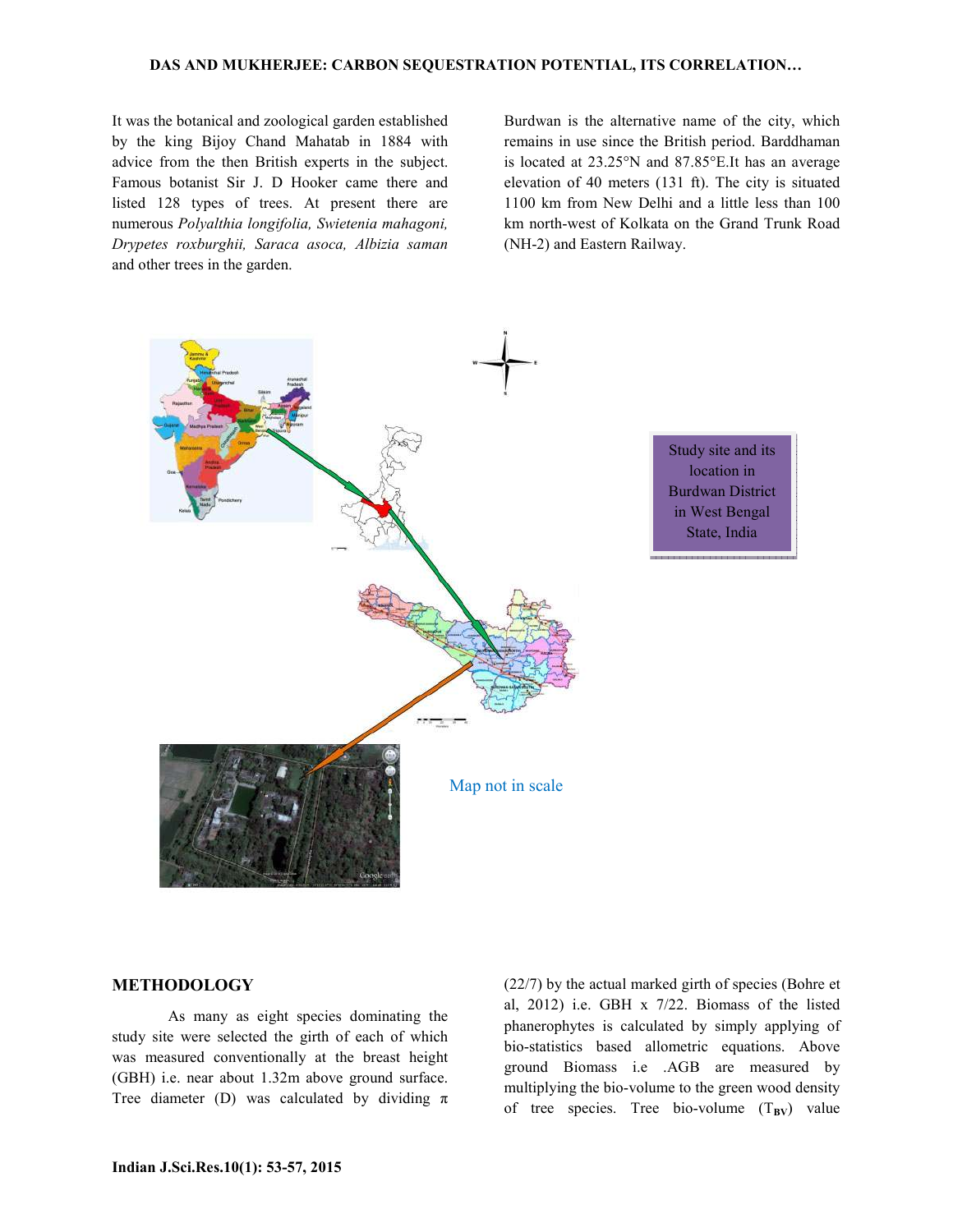It was the botanical and zoological garden established by the king Bijoy Chand Mahatab in 1884 with advice from the then British experts in the subject. Famous botanist Sir J. D Hooker came there and listed 128 types of trees. At present there are numerous *Polyalthia longifolia, Swietenia mahagoni, Drypetes roxburghii, Saraca asoca, Albizia saman* and other trees in the garden.

Burdwan is the alternative name of the city, which remains in use since the British period. Barddhaman is located at 23.25°N and 87.85°E.It has an average elevation of 40 meters (131 ft). The city is situated 1100 km from New Delhi and a little less than 100 km north-west of Kolkata on the Grand Trunk Road (NH-2) and Eastern Railway.

Study site and its location in Burdwan District in West Bengal State, India

Map not in scale

## METHODOLOGY

As many as eight species dominating the study site were selected the girth of each of which was measured conventionally at the breast height (GBH) i.e. near about 1.32m above ground surface. Tree diameter (D) was calculated by dividing π (22/7) by the actual marked girth of species (Bohre et al, 2012) i.e. GBH x 7/22. Biomass of the listed phanerophytes is calculated by simply applying of bio-statistics based allometric equations. Above ground Biomass i.e .AGB are measured by multiplying the bio-volume to the green wood density of tree species. Tree bio-volume ($T_{BV}$) value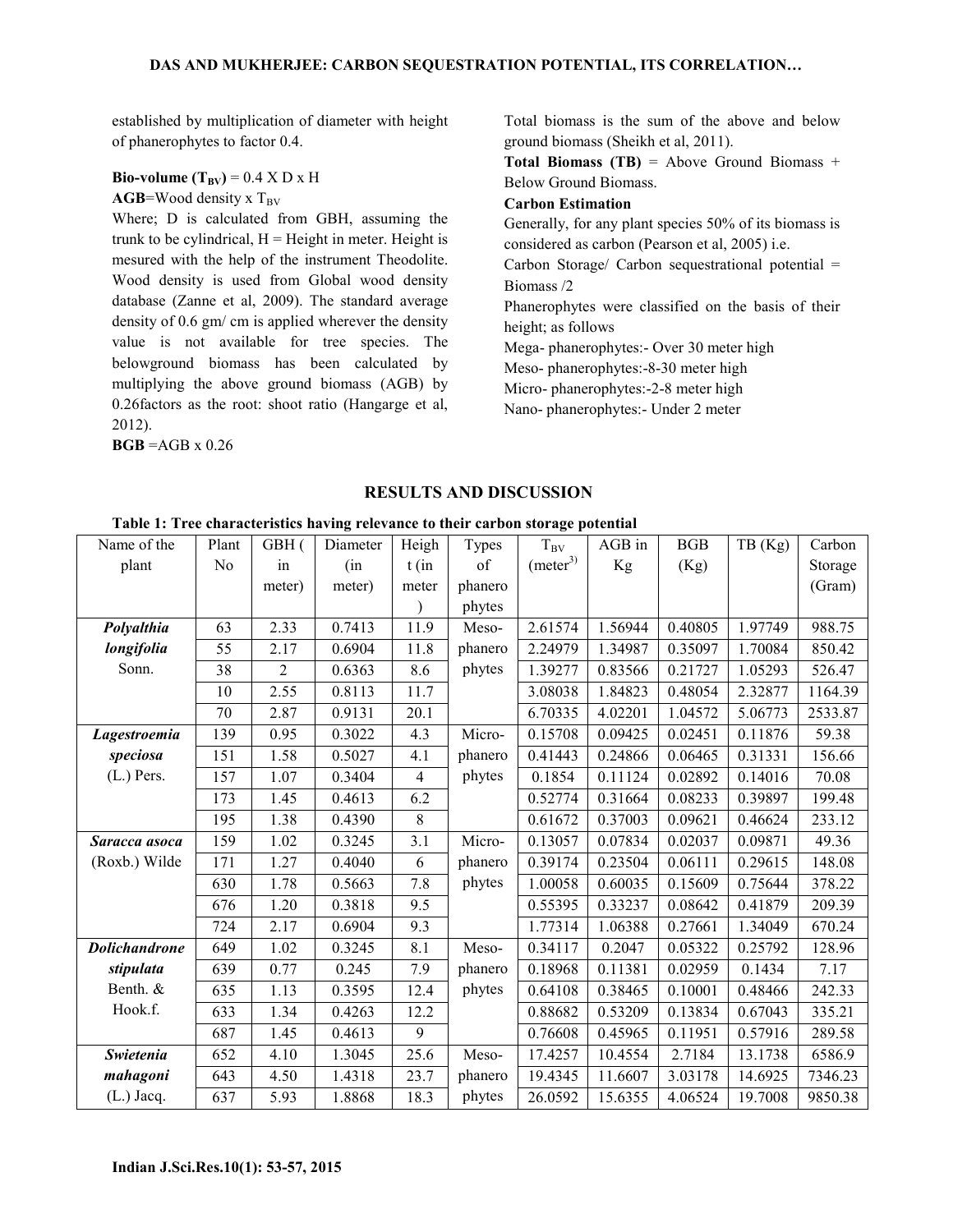established by multiplication of diameter with height of phanerophytes to factor 0.4.

**Bio-volume ($T_{BV}$)** = 0.4 X D x H

**AGB**=Wood density x $T_{BV}$

Where; D is calculated from GBH, assuming the trunk to be cylindrical, H = Height in meter. Height is mesured with the help of the instrument Theodolite. Wood density is used from Global wood density database (Zanne et al, 2009). The standard average density of 0.6 gm/ cm is applied wherever the density value is not available for tree species. The belowground biomass has been calculated by multiplying the above ground biomass (AGB) by 0.26factors as the root: shoot ratio (Hangarge et al, 2012).

**BGB** =AGB x 0.26

Total biomass is the sum of the above and below ground biomass (Sheikh et al, 2011).

**Total Biomass (TB)** = Above Ground Biomass + Below Ground Biomass.

**Carbon Estimation**

Generally, for any plant species 50% of its biomass is considered as carbon (Pearson et al, 2005) i.e.

Carbon Storage/ Carbon sequestrational potential = Biomass /2

Phanerophytes were classified on the basis of their height; as follows

Mega- phanerophytes:- Over 30 meter high

Meso- phanerophytes:-8-30 meter high

Micro- phanerophytes:-2-8 meter high

Nano- phanerophytes:- Under 2 meter

## RESULTS AND DISCUSSION

**Table 1: Tree characteristics having relevance to their carbon storage potential**

| Name of the plant | Plant No | GBH (in meter) | Diameter (in meter) | Height (in meter) | Types of phanerophytes | $T_{BV}$ ($meter^3$) | AGB in Kg | BGB (Kg) | TB (Kg) | Carbon Storage (Gram) |
|---|---|---|---|---|---|---|---|---|---|---|
| ***Polyalthia longifolia*** Sonn. | 63 | 2.33 | 0.7413 | 11.9 | Meso-phanerophytes | 2.61574 | 1.56944 | 0.40805 | 1.97749 | 988.75 |
| | 55 | 2.17 | 0.6904 | 11.8 | | 2.24979 | 1.34987 | 0.35097 | 1.70084 | 850.42 |
| | 38 | 2 | 0.6363 | 8.6 | | 1.39277 | 0.83566 | 0.21727 | 1.05293 | 526.47 |
| | 10 | 2.55 | 0.8113 | 11.7 | | 3.08038 | 1.84823 | 0.48054 | 2.32877 | 1164.39 |
| | 70 | 2.87 | 0.9131 | 20.1 | | 6.70335 | 4.02201 | 1.04572 | 5.06773 | 2533.87 |
| ***Lagestroemia speciosa*** (L.) Pers. | 139 | 0.95 | 0.3022 | 4.3 | Micro-phanerophytes | 0.15708 | 0.09425 | 0.02451 | 0.11876 | 59.38 |
| | 151 | 1.58 | 0.5027 | 4.1 | | 0.41443 | 0.24866 | 0.06465 | 0.31331 | 156.66 |
| | 157 | 1.07 | 0.3404 | 4 | | 0.1854 | 0.11124 | 0.02892 | 0.14016 | 70.08 |
| | 173 | 1.45 | 0.4613 | 6.2 | | 0.52774 | 0.31664 | 0.08233 | 0.39897 | 199.48 |
| | 195 | 1.38 | 0.4390 | 8 | | 0.61672 | 0.37003 | 0.09621 | 0.46624 | 233.12 |
| ***Saracca asoca*** (Roxb.) Wilde | 159 | 1.02 | 0.3245 | 3.1 | Micro-phanerophytes | 0.13057 | 0.07834 | 0.02037 | 0.09871 | 49.36 |
| | 171 | 1.27 | 0.4040 | 6 | | 0.39174 | 0.23504 | 0.06111 | 0.29615 | 148.08 |
| | 630 | 1.78 | 0.5663 | 7.8 | | 1.00058 | 0.60035 | 0.15609 | 0.75644 | 378.22 |
| | 676 | 1.20 | 0.3818 | 9.5 | | 0.55395 | 0.33237 | 0.08642 | 0.41879 | 209.39 |
| | 724 | 2.17 | 0.6904 | 9.3 | | 1.77314 | 1.06388 | 0.27661 | 1.34049 | 670.24 |
| ***Dolichandrone stipulata*** Benth. & Hook.f. | 649 | 1.02 | 0.3245 | 8.1 | Meso-phanerophytes | 0.34117 | 0.2047 | 0.05322 | 0.25792 | 128.96 |
| | 639 | 0.77 | 0.245 | 7.9 | | 0.18968 | 0.11381 | 0.02959 | 0.1434 | 7.17 |
| | 635 | 1.13 | 0.3595 | 12.4 | | 0.64108 | 0.38465 | 0.10001 | 0.48466 | 242.33 |
| | 633 | 1.34 | 0.4263 | 12.2 | | 0.88682 | 0.53209 | 0.13834 | 0.67043 | 335.21 |
| | 687 | 1.45 | 0.4613 | 9 | | 0.76608 | 0.45965 | 0.11951 | 0.57916 | 289.58 |
| ***Swietenia mahagoni*** (L.) Jacq. | 652 | 4.10 | 1.3045 | 25.6 | Meso-phanerophytes | 17.4257 | 10.4554 | 2.7184 | 13.1738 | 6586.9 |
| | 643 | 4.50 | 1.4318 | 23.7 | | 19.4345 | 11.6607 | 3.03178 | 14.6925 | 7346.23 |
| | 637 | 5.93 | 1.8868 | 18.3 | | 26.0592 | 15.6355 | 4.06524 | 19.7008 | 9850.38 |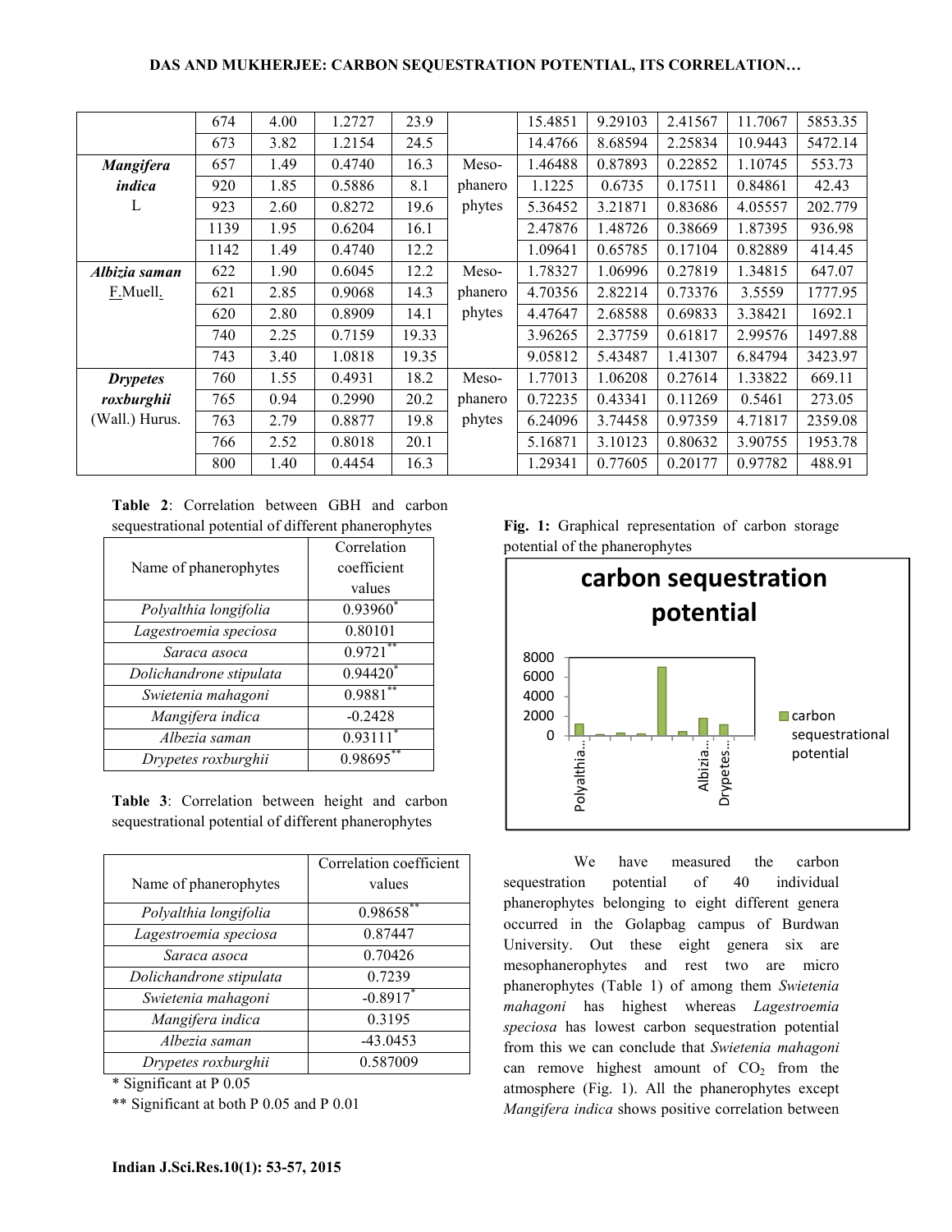|  | 674 | 4.00 | 1.2727 | 23.9 |  | 15.4851 | 9.29103 | 2.41567 | 11.7067 | 5853.35 |
|---|---|---|---|---|---|---|---|---|---|---|
|  | 673 | 3.82 | 1.2154 | 24.5 |  | 14.4766 | 8.68594 | 2.25834 | 10.9443 | 5472.14 |
| ***Mangifera indica*** L | 657 | 1.49 | 0.4740 | 16.3 | Meso-phanerophytes | 1.46488 | 0.87893 | 0.22852 | 1.10745 | 553.73 |
|  | 920 | 1.85 | 0.5886 | 8.1 |  | 1.1225 | 0.6735 | 0.17511 | 0.84861 | 42.43 |
|  | 923 | 2.60 | 0.8272 | 19.6 |  | 5.36452 | 3.21871 | 0.83686 | 4.05557 | 202.779 |
|  | 1139 | 1.95 | 0.6204 | 16.1 |  | 2.47876 | 1.48726 | 0.38669 | 1.87395 | 936.98 |
|  | 1142 | 1.49 | 0.4740 | 12.2 |  | 1.09641 | 0.65785 | 0.17104 | 0.82889 | 414.45 |
| ***Albizia saman*** F.Muell. | 622 | 1.90 | 0.6045 | 12.2 | Meso-phanerophytes | 1.78327 | 1.06996 | 0.27819 | 1.34815 | 647.07 |
|  | 621 | 2.85 | 0.9068 | 14.3 |  | 4.70356 | 2.82214 | 0.73376 | 3.5559 | 1777.95 |
|  | 620 | 2.80 | 0.8909 | 14.1 |  | 4.47647 | 2.68588 | 0.69833 | 3.38421 | 1692.1 |
|  | 740 | 2.25 | 0.7159 | 19.33 |  | 3.96265 | 2.37759 | 0.61817 | 2.99576 | 1497.88 |
|  | 743 | 3.40 | 1.0818 | 19.35 |  | 9.05812 | 5.43487 | 1.41307 | 6.84794 | 3423.97 |
| ***Drypetes roxburghii*** (Wall.) Hurus. | 760 | 1.55 | 0.4931 | 18.2 | Meso-phanerophytes | 1.77013 | 1.06208 | 0.27614 | 1.33822 | 669.11 |
|  | 765 | 0.94 | 0.2990 | 20.2 |  | 0.72235 | 0.43341 | 0.11269 | 0.5461 | 273.05 |
|  | 763 | 2.79 | 0.8877 | 19.8 |  | 6.24096 | 3.74458 | 0.97359 | 4.71817 | 2359.08 |
|  | 766 | 2.52 | 0.8018 | 20.1 |  | 5.16871 | 3.10123 | 0.80632 | 3.90755 | 1953.78 |
|  | 800 | 1.40 | 0.4454 | 16.3 |  | 1.29341 | 0.77605 | 0.20177 | 0.97782 | 488.91 |

**Table 2**: Correlation between GBH and carbon sequestrational potential of different phanerophytes

| Name of phanerophytes | Correlation coefficient values |
|---|---|
| *Polyalthia longifolia* | 0.93960* |
| *Lagestroemia speciosa* | 0.80101 |
| *Saraca asoca* | 0.9721** |
| *Dolichandrone stipulata* | 0.94420* |
| *Swietenia mahagoni* | 0.9881** |
| *Mangifera indica* | -0.2428 |
| *Albezia saman* | 0.93111* |
| *Drypetes roxburghii* | 0.98695** |

**Table 3**: Correlation between height and carbon sequestrational potential of different phanerophytes

| Name of phanerophytes | Correlation coefficient values |
|---|---|
| *Polyalthia longifolia* | 0.98658** |
| *Lagestroemia speciosa* | 0.87447 |
| *Saraca asoca* | 0.70426 |
| *Dolichandrone stipulata* | 0.7239 |
| *Swietenia mahagoni* | -0.8917* |
| *Mangifera indica* | 0.3195 |
| *Albezia saman* | -43.0453 |
| *Drypetes roxburghii* | 0.587009 |

\* Significant at P 0.05

\** Significant at both P 0.05 and P 0.01

**Fig. 1:** Graphical representation of carbon storage potential of the phanerophytes

We have measured the carbon sequestration potential of 40 individual phanerophytes belonging to eight different genera occurred in the Golapbag campus of Burdwan University. Out these eight genera six are mesophanerophytes and rest two are micro phanerophytes (Table 1) of among them *Swietenia mahagoni* has highest whereas *Lagestroemia speciosa* has lowest carbon sequestration potential from this we can conclude that *Swietenia mahagoni* can remove highest amount of $CO_2$ from the atmosphere (Fig. 1). All the phanerophytes except *Mangifera indica* shows positive correlation between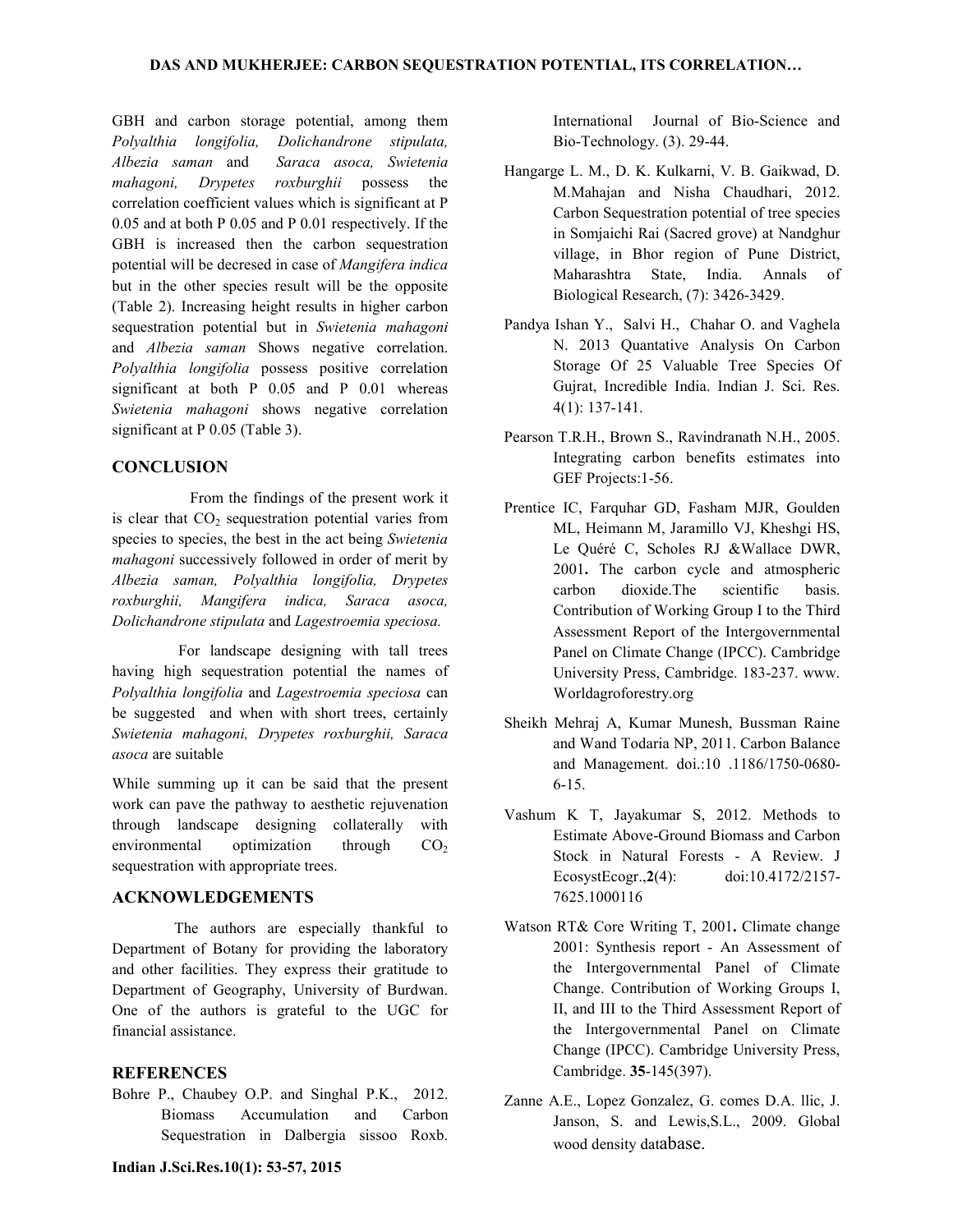GBH and carbon storage potential, among them *Polyalthia longifolia, Dolichandrone stipulata, Albezia saman* and *Saraca asoca, Swietenia mahagoni, Drypetes roxburghii* possess the correlation coefficient values which is significant at P 0.05 and at both P 0.05 and P 0.01 respectively. If the GBH is increased then the carbon sequestration potential will be decresed in case of *Mangifera indica* but in the other species result will be the opposite (Table 2). Increasing height results in higher carbon sequestration potential but in *Swietenia mahagoni* and *Albezia saman* Shows negative correlation. *Polyalthia longifolia* possess positive correlation significant at both P 0.05 and P 0.01 whereas *Swietenia mahagoni* shows negative correlation significant at P 0.05 (Table 3).

## CONCLUSION

From the findings of the present work it is clear that $CO_2$ sequestration potential varies from species to species, the best in the act being *Swietenia mahagoni* successively followed in order of merit by *Albezia saman, Polyalthia longifolia, Drypetes roxburghii, Mangifera indica, Saraca asoca, Dolichandrone stipulata* and *Lagestroemia speciosa.*

For landscape designing with tall trees having high sequestration potential the names of *Polyalthia longifolia* and *Lagestroemia speciosa* can be suggested and when with short trees, certainly *Swietenia mahagoni, Drypetes roxburghii, Saraca asoca* are suitable

While summing up it can be said that the present work can pave the pathway to aesthetic rejuvenation through landscape designing collaterally with environmental optimization through $CO_2$ sequestration with appropriate trees.

## ACKNOWLEDGEMENTS

The authors are especially thankful to Department of Botany for providing the laboratory and other facilities. They express their gratitude to Department of Geography, University of Burdwan. One of the authors is grateful to the UGC for financial assistance.

## REFERENCES

Bohre P., Chaubey O.P. and Singhal P.K., 2012. Biomass Accumulation and Carbon Sequestration in Dalbergia sissoo Roxb. International Journal of Bio-Science and Bio-Technology. (3). 29-44.

Hangarge L. M., D. K. Kulkarni, V. B. Gaikwad, D. M.Mahajan and Nisha Chaudhari, 2012. Carbon Sequestration potential of tree species in Somjaichi Rai (Sacred grove) at Nandghur village, in Bhor region of Pune District, Maharashtra State, India. Annals of Biological Research, (7): 3426-3429.

Pandya Ishan Y., Salvi H., Chahar O. and Vaghela N. 2013 Quantative Analysis On Carbon Storage Of 25 Valuable Tree Species Of Gujrat, Incredible India. Indian J. Sci. Res. 4(1): 137-141.

Pearson T.R.H., Brown S., Ravindranath N.H., 2005. Integrating carbon benefits estimates into GEF Projects:1-56.

Prentice IC, Farquhar GD, Fasham MJR, Goulden ML, Heimann M, Jaramillo VJ, Kheshgi HS, Le Quéré C, Scholes RJ &Wallace DWR, 2001**.** The carbon cycle and atmospheric carbon dioxide.The scientific basis. Contribution of Working Group I to the Third Assessment Report of the Intergovernmental Panel on Climate Change (IPCC). Cambridge University Press, Cambridge. 183-237. www. Worldagroforestry.org

Sheikh Mehraj A, Kumar Munesh, Bussman Raine and Wand Todaria NP, 2011. Carbon Balance and Management. doi.:10 .1186/1750-0680-6-15.

Vashum K T, Jayakumar S, 2012. Methods to Estimate Above-Ground Biomass and Carbon Stock in Natural Forests - A Review. J EcosystEcogr.,**2**(4): doi:10.4172/2157-7625.1000116

Watson RT& Core Writing T, 2001**.** Climate change 2001: Synthesis report - An Assessment of the Intergovernmental Panel of Climate Change. Contribution of Working Groups I, II, and III to the Third Assessment Report of the Intergovernmental Panel on Climate Change (IPCC). Cambridge University Press, Cambridge. **35**-145(397).

Zanne A.E., Lopez Gonzalez, G. comes D.A. llic, J. Janson, S. and Lewis,S.L., 2009. Global wood density database.